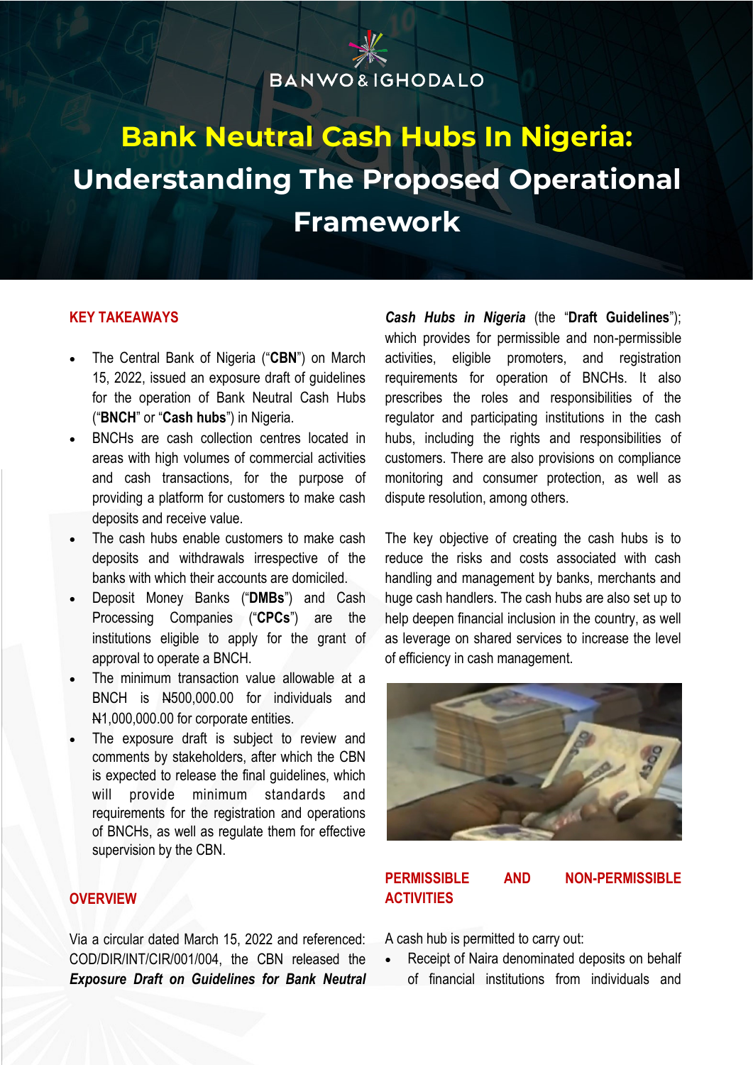BANWO & IGHODALO

# Bank Neutral Cash Hubs In Nigeria: Understanding The Proposed Operational Framework

## KEY TAKEAWAYS

- The Central Bank of Nigeria ("**CBN**") on March 15, 2022, issued an exposure draft of guidelines for the operation of Bank Neutral Cash Hubs ("**BNCH**" or "**Cash hubs**") in Nigeria.
- BNCHs are cash collection centres located in areas with high volumes of commercial activities and cash transactions, for the purpose of providing a platform for customers to make cash deposits and receive value.
- The cash hubs enable customers to make cash deposits and withdrawals irrespective of the banks with which their accounts are domiciled.
- Deposit Money Banks ("**DMBs**") and Cash Processing Companies ("**CPCs**") are the institutions eligible to apply for the grant of approval to operate a BNCH.
- The minimum transaction value allowable at a BNCH is ₦500,000.00 for individuals and ₦1,000,000.00 for corporate entities.
- The exposure draft is subject to review and comments by stakeholders, after which the CBN is expected to release the final guidelines, which will provide minimum standards and requirements for the registration and operations of BNCHs, as well as regulate them for effective supervision by the CBN.

## OVERVIEW

Via a circular dated March 15, 2022 and referenced: COD/DIR/INT/CIR/001/004, the CBN released the ***Exposure Draft on Guidelines for Bank Neutral Cash Hubs in Nigeria*** (the "**Draft Guidelines**"); which provides for permissible and non-permissible activities, eligible promoters, and registration requirements for operation of BNCHs. It also prescribes the roles and responsibilities of the regulator and participating institutions in the cash hubs, including the rights and responsibilities of customers. There are also provisions on compliance monitoring and consumer protection, as well as dispute resolution, among others.

The key objective of creating the cash hubs is to reduce the risks and costs associated with cash handling and management by banks, merchants and huge cash handlers. The cash hubs are also set up to help deepen financial inclusion in the country, as well as leverage on shared services to increase the level of efficiency in cash management.

## PERMISSIBLE AND NON-PERMISSIBLE ACTIVITIES

A cash hub is permitted to carry out:

- Receipt of Naira denominated deposits on behalf of financial institutions from individuals and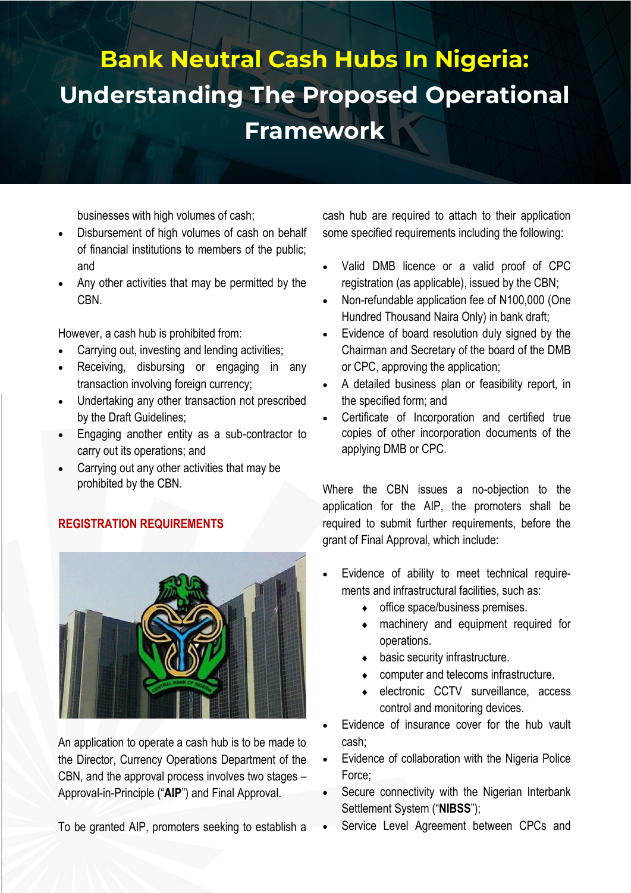businesses with high volumes of cash;

- Disbursement of high volumes of cash on behalf of financial institutions to members of the public; and
- Any other activities that may be permitted by the CBN.

However, a cash hub is prohibited from:

- Carrying out, investing and lending activities;
- Receiving, disbursing or engaging in any transaction involving foreign currency;
- Undertaking any other transaction not prescribed by the Draft Guidelines;
- Engaging another entity as a sub-contractor to carry out its operations; and
- Carrying out any other activities that may be prohibited by the CBN.

## REGISTRATION REQUIREMENTS

An application to operate a cash hub is to be made to the Director, Currency Operations Department of the CBN, and the approval process involves two stages – Approval-in-Principle ("**AIP**") and Final Approval.

To be granted AIP, promoters seeking to establish a cash hub are required to attach to their application some specified requirements including the following:

- Valid DMB licence or a valid proof of CPC registration (as applicable), issued by the CBN;
- Non-refundable application fee of ₦100,000 (One Hundred Thousand Naira Only) in bank draft;
- Evidence of board resolution duly signed by the Chairman and Secretary of the board of the DMB or CPC, approving the application;
- A detailed business plan or feasibility report, in the specified form; and
- Certificate of Incorporation and certified true copies of other incorporation documents of the applying DMB or CPC.

Where the CBN issues a no-objection to the application for the AIP, the promoters shall be required to submit further requirements, before the grant of Final Approval, which include:

- Evidence of ability to meet technical requirements and infrastructural facilities, such as:
  - office space/business premises.
  - machinery and equipment required for operations.
  - basic security infrastructure.
  - computer and telecoms infrastructure.
  - electronic CCTV surveillance, access control and monitoring devices.
- Evidence of insurance cover for the hub vault cash;
- Evidence of collaboration with the Nigeria Police Force;
- Secure connectivity with the Nigerian Interbank Settlement System ("**NIBSS**");
- Service Level Agreement between CPCs and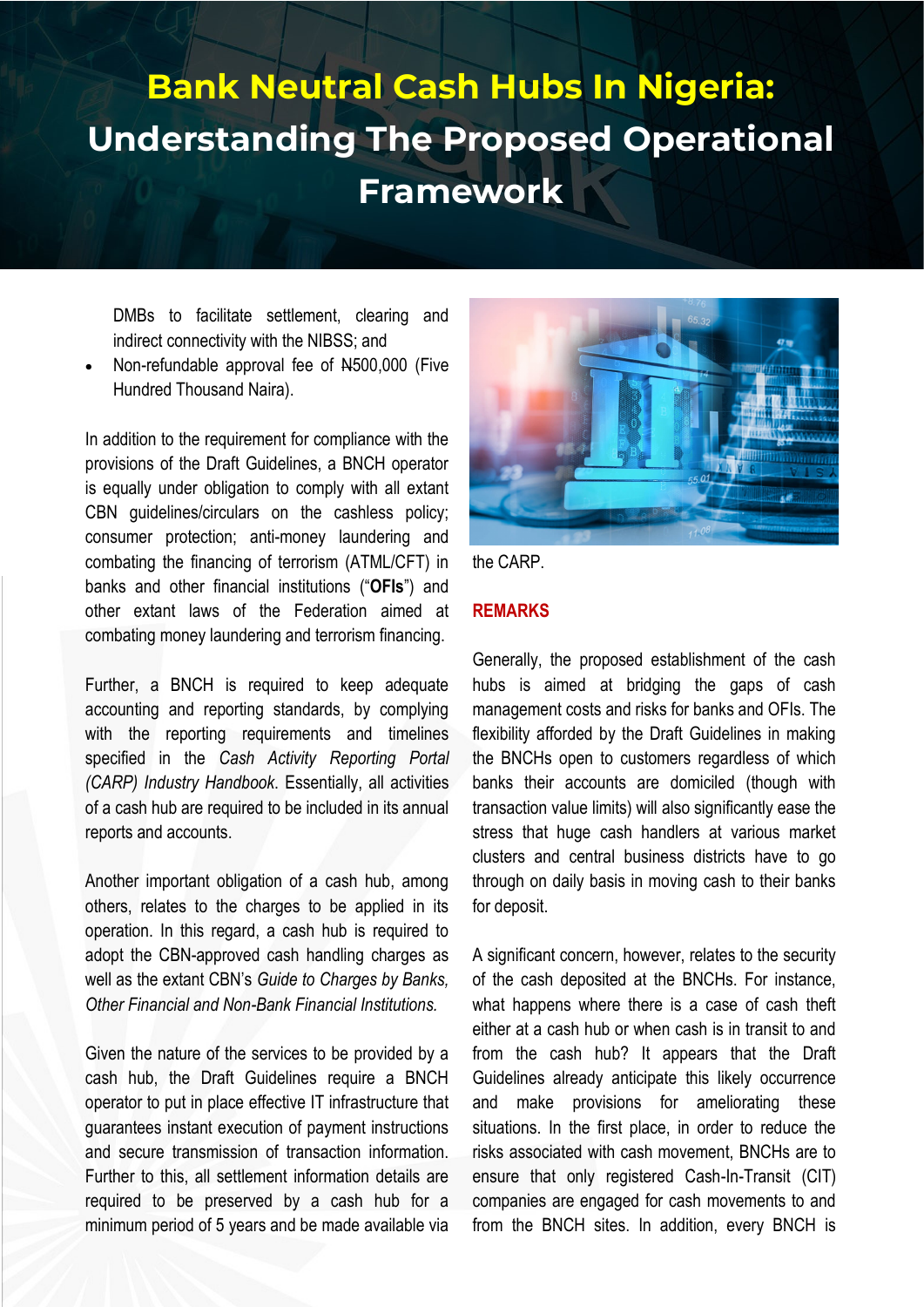DMBs to facilitate settlement, clearing and indirect connectivity with the NIBSS; and

- Non-refundable approval fee of ₦500,000 (Five Hundred Thousand Naira).

In addition to the requirement for compliance with the provisions of the Draft Guidelines, a BNCH operator is equally under obligation to comply with all extant CBN guidelines/circulars on the cashless policy; consumer protection; anti-money laundering and combating the financing of terrorism (ATML/CFT) in banks and other financial institutions ("**OFIs**") and other extant laws of the Federation aimed at combating money laundering and terrorism financing.

Further, a BNCH is required to keep adequate accounting and reporting standards, by complying with the reporting requirements and timelines specified in the *Cash Activity Reporting Portal (CARP) Industry Handbook*. Essentially, all activities of a cash hub are required to be included in its annual reports and accounts.

Another important obligation of a cash hub, among others, relates to the charges to be applied in its operation. In this regard, a cash hub is required to adopt the CBN-approved cash handling charges as well as the extant CBN's *Guide to Charges by Banks, Other Financial and Non-Bank Financial Institutions.*

Given the nature of the services to be provided by a cash hub, the Draft Guidelines require a BNCH operator to put in place effective IT infrastructure that guarantees instant execution of payment instructions and secure transmission of transaction information. Further to this, all settlement information details are required to be preserved by a cash hub for a minimum period of 5 years and be made available via the CARP.

## REMARKS

Generally, the proposed establishment of the cash hubs is aimed at bridging the gaps of cash management costs and risks for banks and OFIs. The flexibility afforded by the Draft Guidelines in making the BNCHs open to customers regardless of which banks their accounts are domiciled (though with transaction value limits) will also significantly ease the stress that huge cash handlers at various market clusters and central business districts have to go through on daily basis in moving cash to their banks for deposit.

A significant concern, however, relates to the security of the cash deposited at the BNCHs. For instance, what happens where there is a case of cash theft either at a cash hub or when cash is in transit to and from the cash hub? It appears that the Draft Guidelines already anticipate this likely occurrence and make provisions for ameliorating these situations. In the first place, in order to reduce the risks associated with cash movement, BNCHs are to ensure that only registered Cash-In-Transit (CIT) companies are engaged for cash movements to and from the BNCH sites. In addition, every BNCH is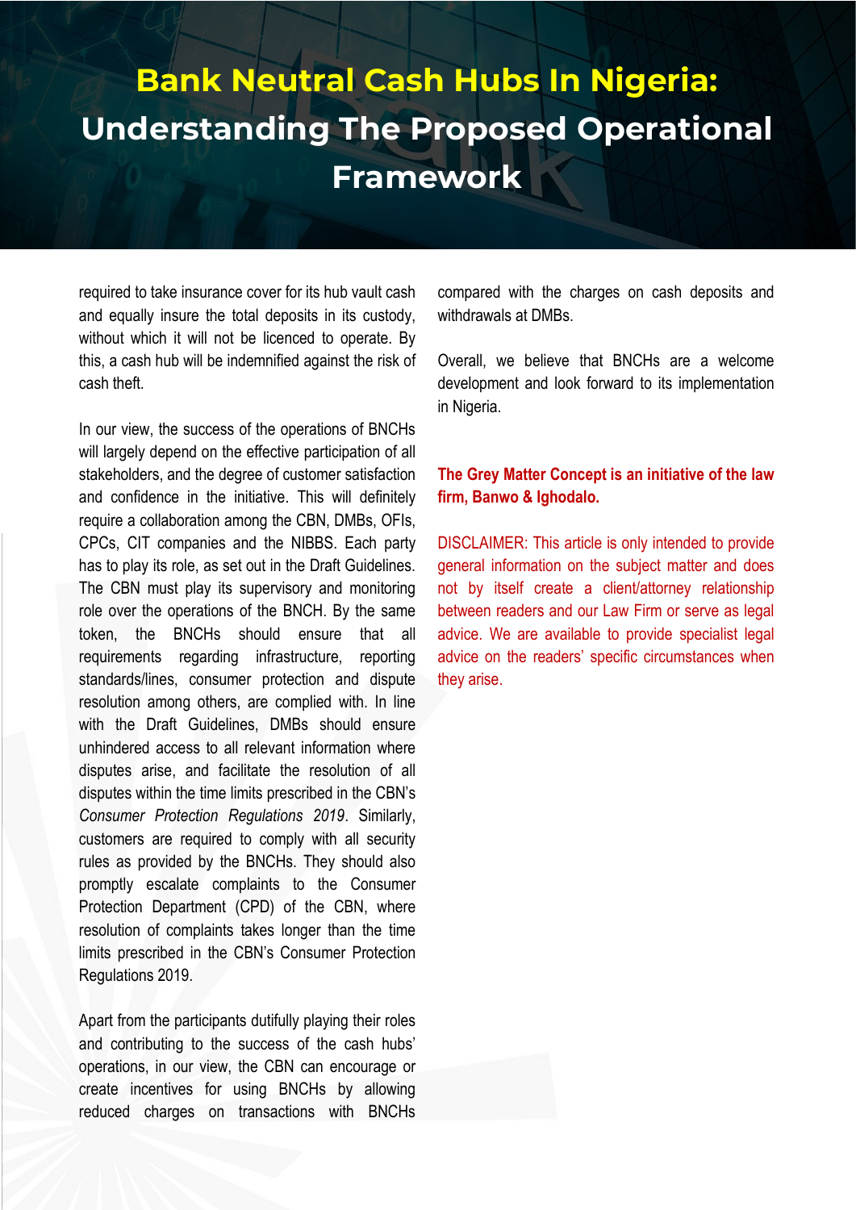# Bank Neutral Cash Hubs In Nigeria: Understanding The Proposed Operational Framework

required to take insurance cover for its hub vault cash and equally insure the total deposits in its custody, without which it will not be licenced to operate. By this, a cash hub will be indemnified against the risk of cash theft.

In our view, the success of the operations of BNCHs will largely depend on the effective participation of all stakeholders, and the degree of customer satisfaction and confidence in the initiative. This will definitely require a collaboration among the CBN, DMBs, OFIs, CPCs, CIT companies and the NIBBS. Each party has to play its role, as set out in the Draft Guidelines. The CBN must play its supervisory and monitoring role over the operations of the BNCH. By the same token, the BNCHs should ensure that all requirements regarding infrastructure, reporting standards/lines, consumer protection and dispute resolution among others, are complied with. In line with the Draft Guidelines, DMBs should ensure unhindered access to all relevant information where disputes arise, and facilitate the resolution of all disputes within the time limits prescribed in the CBN's *Consumer Protection Regulations 2019*. Similarly, customers are required to comply with all security rules as provided by the BNCHs. They should also promptly escalate complaints to the Consumer Protection Department (CPD) of the CBN, where resolution of complaints takes longer than the time limits prescribed in the CBN's Consumer Protection Regulations 2019.

Apart from the participants dutifully playing their roles and contributing to the success of the cash hubs' operations, in our view, the CBN can encourage or create incentives for using BNCHs by allowing reduced charges on transactions with BNCHs compared with the charges on cash deposits and withdrawals at DMBs.

Overall, we believe that BNCHs are a welcome development and look forward to its implementation in Nigeria.

**The Grey Matter Concept is an initiative of the law firm, Banwo & Ighodalo.**

DISCLAIMER: This article is only intended to provide general information on the subject matter and does not by itself create a client/attorney relationship between readers and our Law Firm or serve as legal advice. We are available to provide specialist legal advice on the readers' specific circumstances when they arise.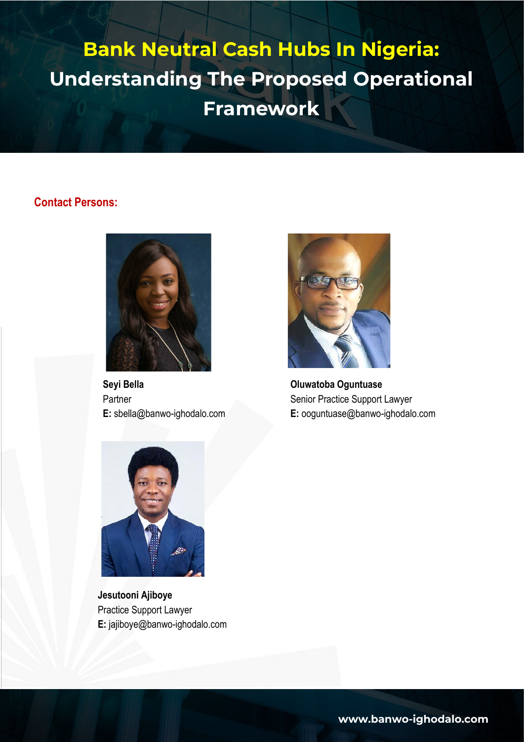# Bank Neutral Cash Hubs In Nigeria: Understanding The Proposed Operational Framework

## Contact Persons:

**Seyi Bella**
Partner
**E:** sbella@banwo-ighodalo.com

**Oluwatoba Oguntuase**
Senior Practice Support Lawyer
**E:** ooguntuase@banwo-ighodalo.com

**Jesutooni Ajiboye**
Practice Support Lawyer
**E:** jajiboye@banwo-ighodalo.com

www.banwo-ighodalo.com